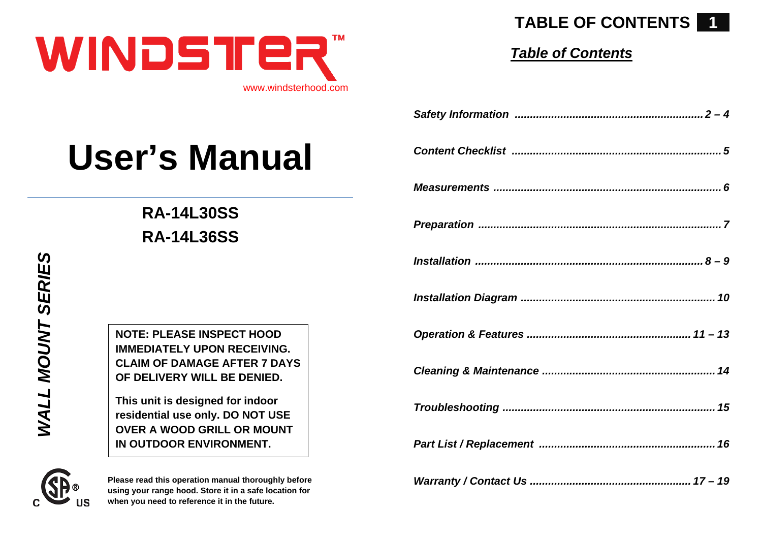WINDSTER™

www.windsterhood.com

# User's Manual

## RA-14L30SS
## RA-14L36SS

*WALL MOUNT SERIES*

**NOTE: PLEASE INSPECT HOOD IMMEDIATELY UPON RECEIVING. CLAIM OF DAMAGE AFTER 7 DAYS OF DELIVERY WILL BE DENIED.**

**This unit is designed for indoor residential use only. DO NOT USE OVER A WOOD GRILL OR MOUNT IN OUTDOOR ENVIRONMENT.**

C SP® US

**Please read this operation manual thoroughly before using your range hood. Store it in a safe location for when you need to reference it in the future.**

# TABLE OF CONTENTS

## *Table of Contents*

*Safety Information ............................................................ 2 – 4*

*Content Checklist ................................................................... 5*

*Measurements ......................................................................... 6*

*Preparation .............................................................................. 7*

*Installation ...................................................................... 8 – 9*

*Installation Diagram ............................................................. 10*

*Operation & Features ................................................... 11 – 13*

*Cleaning & Maintenance ...................................................... 14*

*Troubleshooting ................................................................... 15*

*Part List / Replacement ........................................................ 16*

*Warranty / Contact Us ................................................... 17 – 19*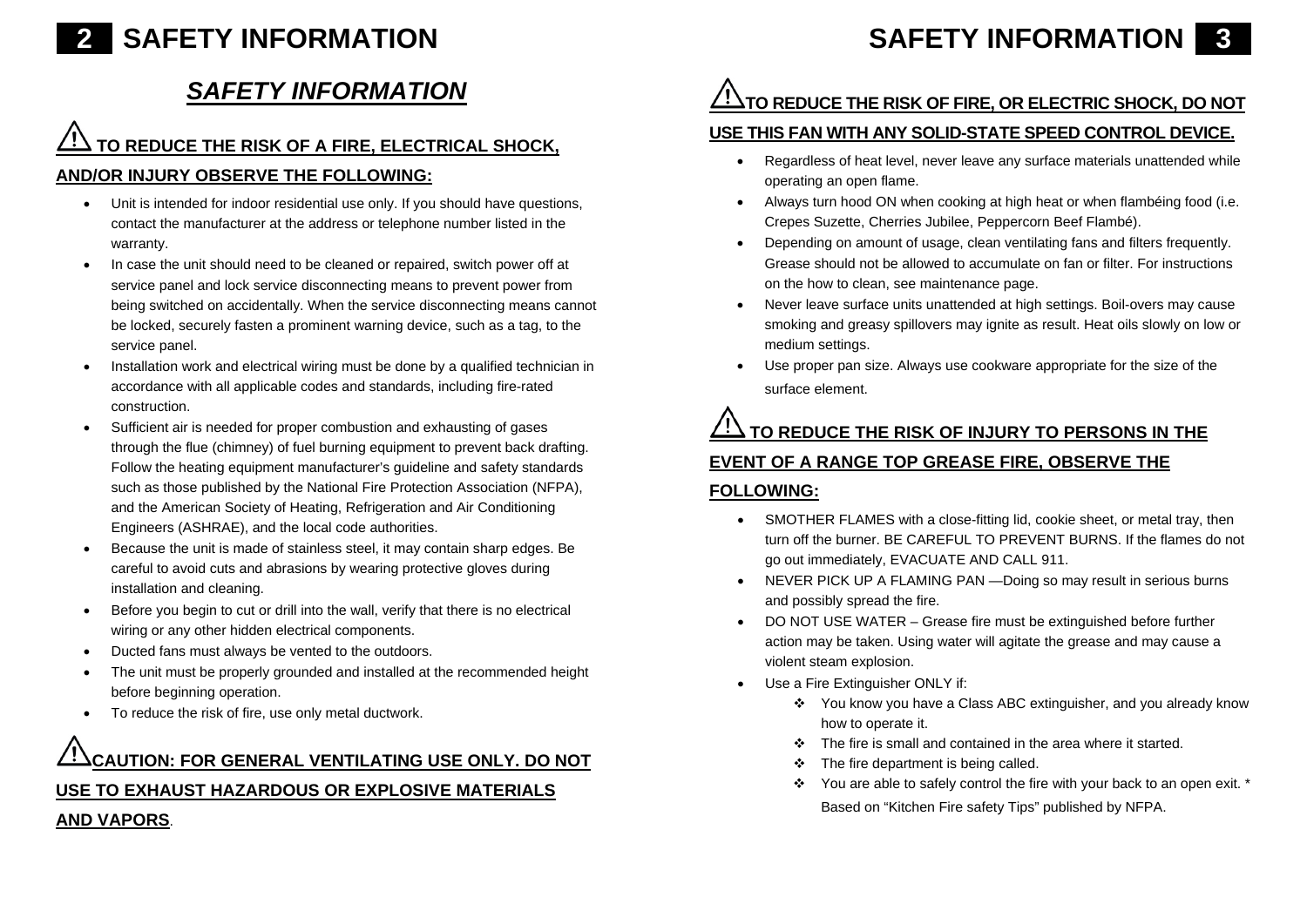# *SAFETY INFORMATION*

## ⚠ TO REDUCE THE RISK OF A FIRE, ELECTRICAL SHOCK, AND/OR INJURY OBSERVE THE FOLLOWING:

- Unit is intended for indoor residential use only. If you should have questions, contact the manufacturer at the address or telephone number listed in the warranty.
- In case the unit should need to be cleaned or repaired, switch power off at service panel and lock service disconnecting means to prevent power from being switched on accidentally. When the service disconnecting means cannot be locked, securely fasten a prominent warning device, such as a tag, to the service panel.
- Installation work and electrical wiring must be done by a qualified technician in accordance with all applicable codes and standards, including fire-rated construction.
- Sufficient air is needed for proper combustion and exhausting of gases through the flue (chimney) of fuel burning equipment to prevent back drafting. Follow the heating equipment manufacturer's guideline and safety standards such as those published by the National Fire Protection Association (NFPA), and the American Society of Heating, Refrigeration and Air Conditioning Engineers (ASHRAE), and the local code authorities.
- Because the unit is made of stainless steel, it may contain sharp edges. Be careful to avoid cuts and abrasions by wearing protective gloves during installation and cleaning.
- Before you begin to cut or drill into the wall, verify that there is no electrical wiring or any other hidden electrical components.
- Ducted fans must always be vented to the outdoors.
- The unit must be properly grounded and installed at the recommended height before beginning operation.
- To reduce the risk of fire, use only metal ductwork.

## ⚠ CAUTION: FOR GENERAL VENTILATING USE ONLY. DO NOT USE TO EXHAUST HAZARDOUS OR EXPLOSIVE MATERIALS AND VAPORS.

## ⚠ TO REDUCE THE RISK OF FIRE, OR ELECTRIC SHOCK, DO NOT USE THIS FAN WITH ANY SOLID-STATE SPEED CONTROL DEVICE.

- Regardless of heat level, never leave any surface materials unattended while operating an open flame.
- Always turn hood ON when cooking at high heat or when flambéing food (i.e. Crepes Suzette, Cherries Jubilee, Peppercorn Beef Flambé).
- Depending on amount of usage, clean ventilating fans and filters frequently. Grease should not be allowed to accumulate on fan or filter. For instructions on the how to clean, see maintenance page.
- Never leave surface units unattended at high settings. Boil-overs may cause smoking and greasy spillovers may ignite as result. Heat oils slowly on low or medium settings.
- Use proper pan size. Always use cookware appropriate for the size of the surface element.

## ⚠ TO REDUCE THE RISK OF INJURY TO PERSONS IN THE EVENT OF A RANGE TOP GREASE FIRE, OBSERVE THE FOLLOWING:

- SMOTHER FLAMES with a close-fitting lid, cookie sheet, or metal tray, then turn off the burner. BE CAREFUL TO PREVENT BURNS. If the flames do not go out immediately, EVACUATE AND CALL 911.
- NEVER PICK UP A FLAMING PAN —Doing so may result in serious burns and possibly spread the fire.
- DO NOT USE WATER – Grease fire must be extinguished before further action may be taken. Using water will agitate the grease and may cause a violent steam explosion.
- Use a Fire Extinguisher ONLY if:
  - You know you have a Class ABC extinguisher, and you already know how to operate it.
  - The fire is small and contained in the area where it started.
  - The fire department is being called.
  - You are able to safely control the fire with your back to an open exit. * Based on "Kitchen Fire safety Tips" published by NFPA.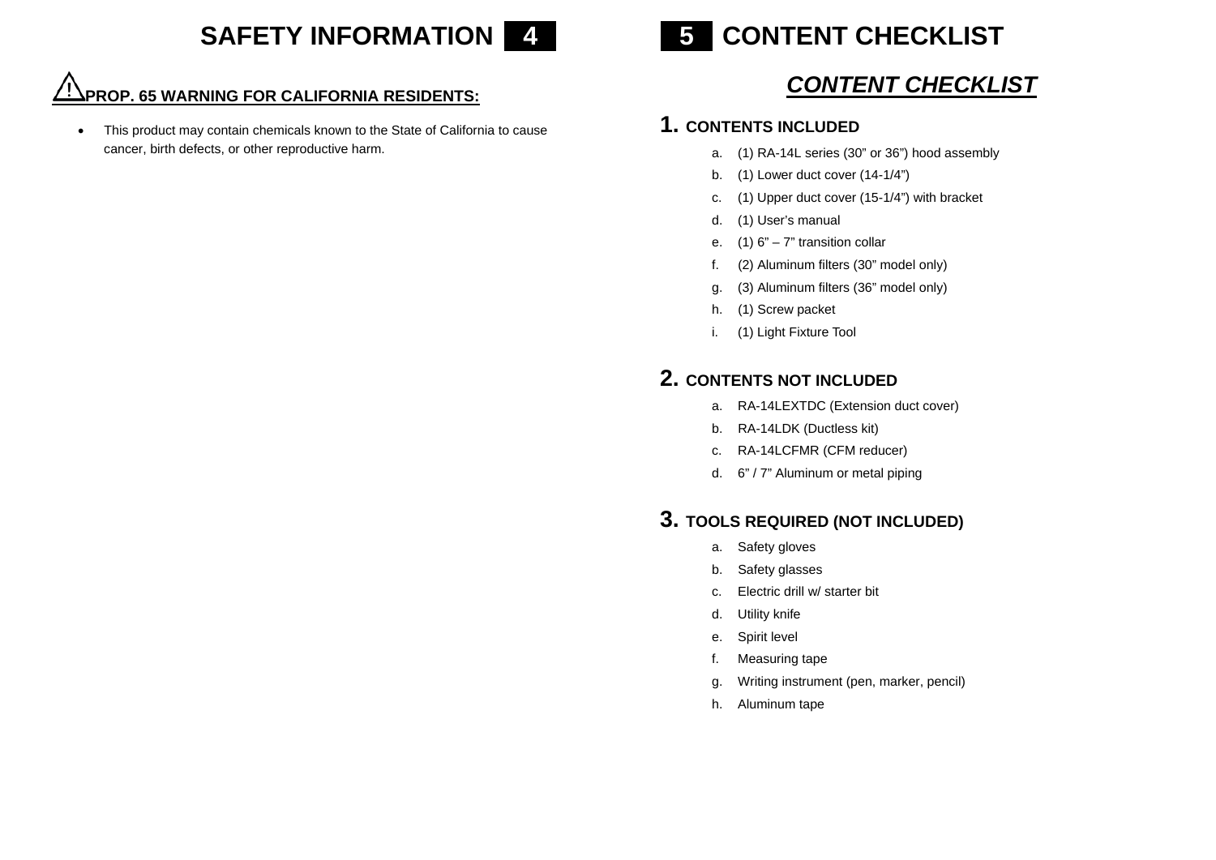# SAFETY INFORMATION

## ⚠ PROP. 65 WARNING FOR CALIFORNIA RESIDENTS:

- This product may contain chemicals known to the State of California to cause cancer, birth defects, or other reproductive harm.

# CONTENT CHECKLIST

## *CONTENT CHECKLIST*

### 1. CONTENTS INCLUDED

a. (1) RA-14L series (30" or 36") hood assembly
b. (1) Lower duct cover (14-1/4")
c. (1) Upper duct cover (15-1/4") with bracket
d. (1) User's manual
e. (1) 6" – 7" transition collar
f. (2) Aluminum filters (30" model only)
g. (3) Aluminum filters (36" model only)
h. (1) Screw packet
i. (1) Light Fixture Tool

### 2. CONTENTS NOT INCLUDED

a. RA-14LEXTDC (Extension duct cover)
b. RA-14LDK (Ductless kit)
c. RA-14LCFMR (CFM reducer)
d. 6" / 7" Aluminum or metal piping

### 3. TOOLS REQUIRED (NOT INCLUDED)

a. Safety gloves
b. Safety glasses
c. Electric drill w/ starter bit
d. Utility knife
e. Spirit level
f. Measuring tape
g. Writing instrument (pen, marker, pencil)
h. Aluminum tape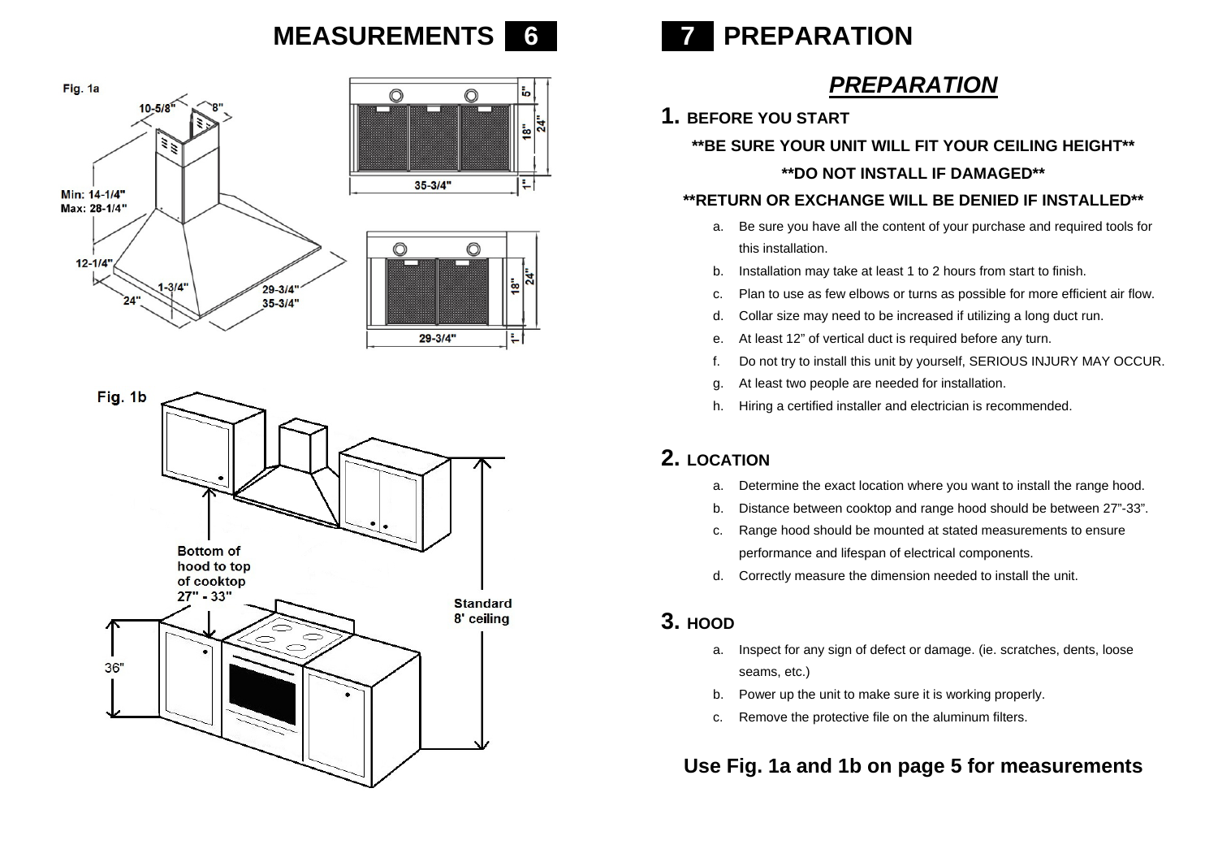# MEASUREMENTS 6

Fig. 1a

10-5/8"
8"
Min: 14-1/4"
Max: 28-1/4"
12-1/4"
1-3/4"
24"
29-3/4"
35-3/4"

5"
18"
24"
35-3/4"
1"

18"
24"
29-3/4"
1"

Fig. 1b

Bottom of hood to top of cooktop 27" - 33"

Standard 8' ceiling

36"

# 7 PREPARATION

## *PREPARATION*

### 1. BEFORE YOU START

**\*\*BE SURE YOUR UNIT WILL FIT YOUR CEILING HEIGHT\*\***

**\*\*DO NOT INSTALL IF DAMAGED\*\***

**\*\*RETURN OR EXCHANGE WILL BE DENIED IF INSTALLED\*\***

a. Be sure you have all the content of your purchase and required tools for this installation.
b. Installation may take at least 1 to 2 hours from start to finish.
c. Plan to use as few elbows or turns as possible for more efficient air flow.
d. Collar size may need to be increased if utilizing a long duct run.
e. At least 12" of vertical duct is required before any turn.
f. Do not try to install this unit by yourself, SERIOUS INJURY MAY OCCUR.
g. At least two people are needed for installation.
h. Hiring a certified installer and electrician is recommended.

### 2. LOCATION

a. Determine the exact location where you want to install the range hood.
b. Distance between cooktop and range hood should be between 27"-33".
c. Range hood should be mounted at stated measurements to ensure performance and lifespan of electrical components.
d. Correctly measure the dimension needed to install the unit.

### 3. HOOD

a. Inspect for any sign of defect or damage. (ie. scratches, dents, loose seams, etc.)
b. Power up the unit to make sure it is working properly.
c. Remove the protective file on the aluminum filters.

**Use Fig. 1a and 1b on page 5 for measurements**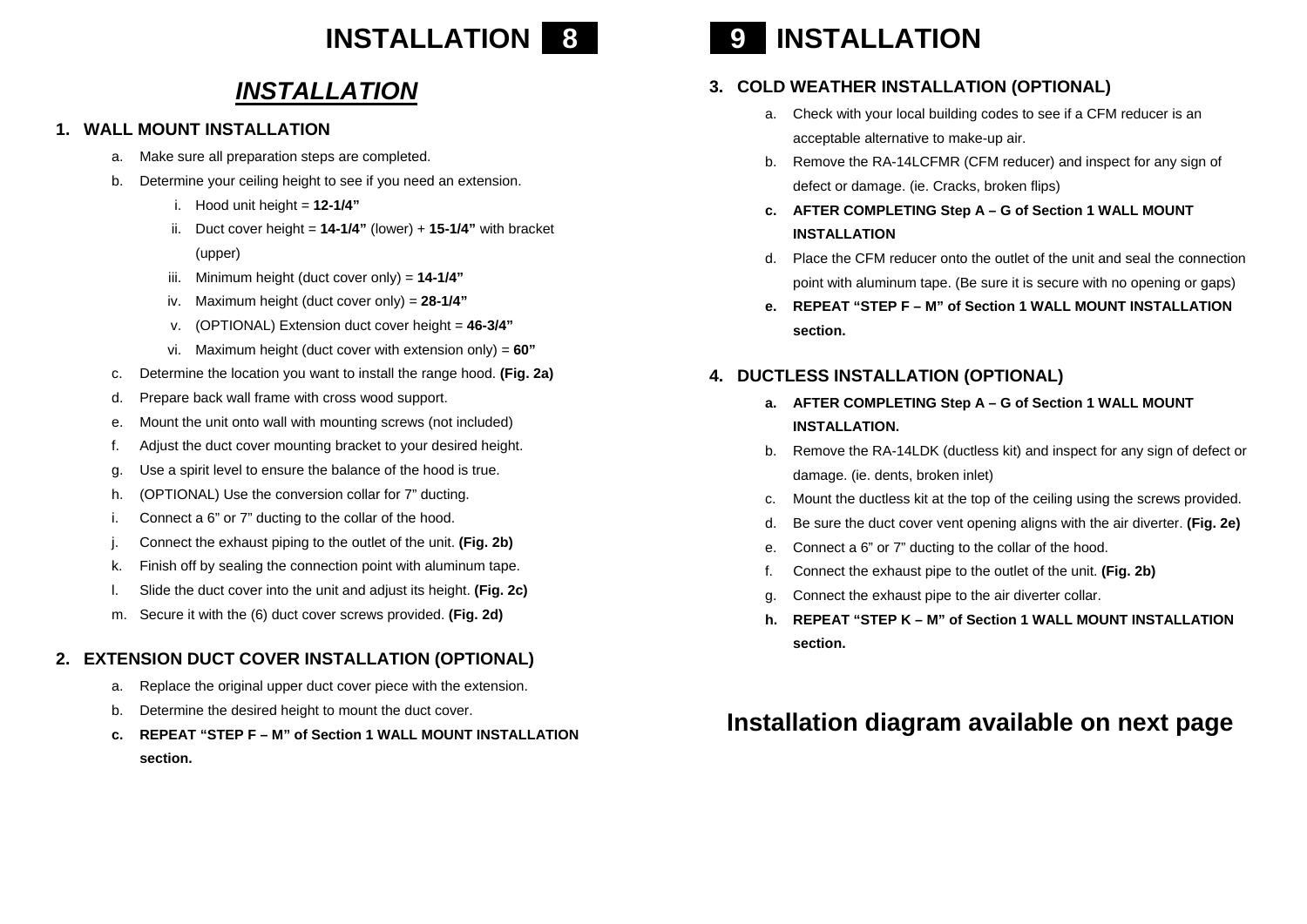## *INSTALLATION*

### 1. WALL MOUNT INSTALLATION

a. Make sure all preparation steps are completed.
b. Determine your ceiling height to see if you need an extension.
   i. Hood unit height = **12-1/4"**
   ii. Duct cover height = **14-1/4"** (lower) + **15-1/4"** with bracket (upper)
   iii. Minimum height (duct cover only) = **14-1/4"**
   iv. Maximum height (duct cover only) = **28-1/4"**
   v. (OPTIONAL) Extension duct cover height = **46-3/4"**
   vi. Maximum height (duct cover with extension only) = **60"**
c. Determine the location you want to install the range hood. **(Fig. 2a)**
d. Prepare back wall frame with cross wood support.
e. Mount the unit onto wall with mounting screws (not included)
f. Adjust the duct cover mounting bracket to your desired height.
g. Use a spirit level to ensure the balance of the hood is true.
h. (OPTIONAL) Use the conversion collar for 7" ducting.
i. Connect a 6" or 7" ducting to the collar of the hood.
j. Connect the exhaust piping to the outlet of the unit. **(Fig. 2b)**
k. Finish off by sealing the connection point with aluminum tape.
l. Slide the duct cover into the unit and adjust its height. **(Fig. 2c)**
m. Secure it with the (6) duct cover screws provided. **(Fig. 2d)**

### 2. EXTENSION DUCT COVER INSTALLATION (OPTIONAL)

a. Replace the original upper duct cover piece with the extension.
b. Determine the desired height to mount the duct cover.
c. **REPEAT "STEP F – M" of Section 1 WALL MOUNT INSTALLATION section.**

### 3. COLD WEATHER INSTALLATION (OPTIONAL)

a. Check with your local building codes to see if a CFM reducer is an acceptable alternative to make-up air.
b. Remove the RA-14LCFMR (CFM reducer) and inspect for any sign of defect or damage. (ie. Cracks, broken flips)
c. **AFTER COMPLETING Step A – G of Section 1 WALL MOUNT INSTALLATION**
d. Place the CFM reducer onto the outlet of the unit and seal the connection point with aluminum tape. (Be sure it is secure with no opening or gaps)
e. **REPEAT "STEP F – M" of Section 1 WALL MOUNT INSTALLATION section.**

### 4. DUCTLESS INSTALLATION (OPTIONAL)

a. **AFTER COMPLETING Step A – G of Section 1 WALL MOUNT INSTALLATION.**
b. Remove the RA-14LDK (ductless kit) and inspect for any sign of defect or damage. (ie. dents, broken inlet)
c. Mount the ductless kit at the top of the ceiling using the screws provided.
d. Be sure the duct cover vent opening aligns with the air diverter. **(Fig. 2e)**
e. Connect a 6" or 7" ducting to the collar of the hood.
f. Connect the exhaust pipe to the outlet of the unit. **(Fig. 2b)**
g. Connect the exhaust pipe to the air diverter collar.
h. **REPEAT "STEP K – M" of Section 1 WALL MOUNT INSTALLATION section.**

## Installation diagram available on next page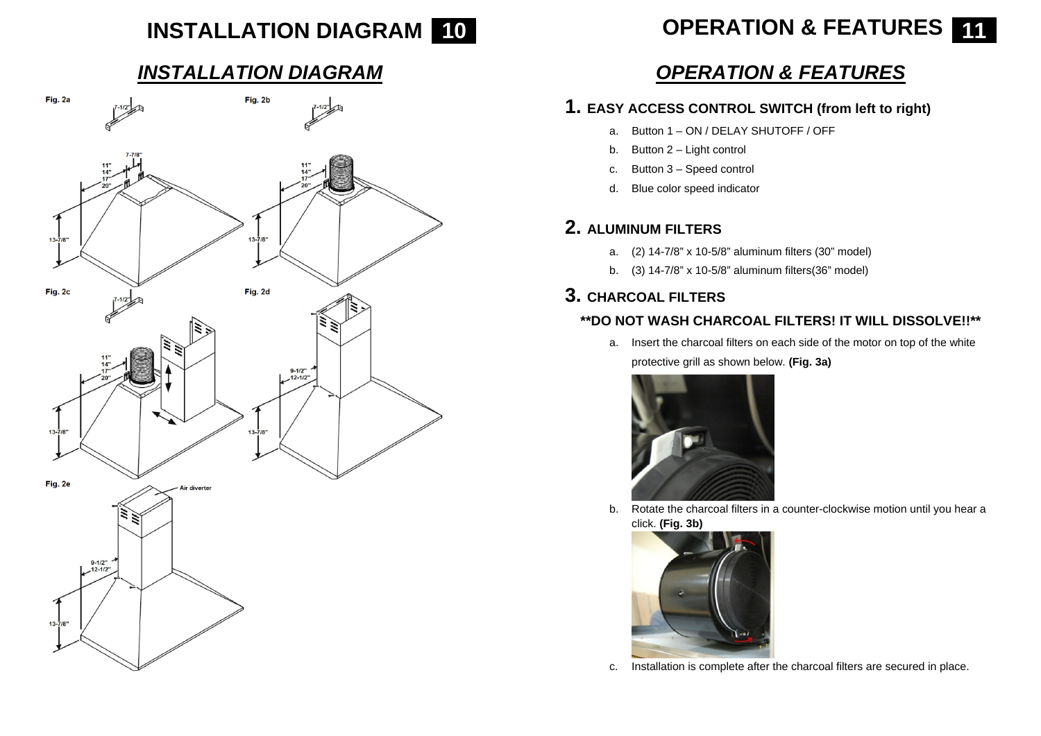# INSTALLATION DIAGRAM

## *INSTALLATION DIAGRAM*

Fig. 2a

7-1/2"

7-7/8"

11"
14"
17"
20"

13-7/8"

Fig. 2b

7-1/2"

11"
14"
17"
20"

13-7/8"

Fig. 2c

7-1/2"

11"
14"
17"
20"

13-7/8"

Fig. 2d

9-1/2"
12-1/2"

13-7/8"

Fig. 2e

Air diverter

9-1/2"
12-1/2"

13-7/8"

# OPERATION & FEATURES

## *OPERATION & FEATURES*

### 1. EASY ACCESS CONTROL SWITCH (from left to right)

a. Button 1 – ON / DELAY SHUTOFF / OFF
b. Button 2 – Light control
c. Button 3 – Speed control
d. Blue color speed indicator

### 2. ALUMINUM FILTERS

a. (2) 14-7/8" x 10-5/8" aluminum filters (30" model)
b. (3) 14-7/8" x 10-5/8" aluminum filters(36" model)

### 3. CHARCOAL FILTERS

**\*\*DO NOT WASH CHARCOAL FILTERS! IT WILL DISSOLVE!!\*\***

a. Insert the charcoal filters on each side of the motor on top of the white protective grill as shown below. **(Fig. 3a)**

b. Rotate the charcoal filters in a counter-clockwise motion until you hear a click. **(Fig. 3b)**

c. Installation is complete after the charcoal filters are secured in place.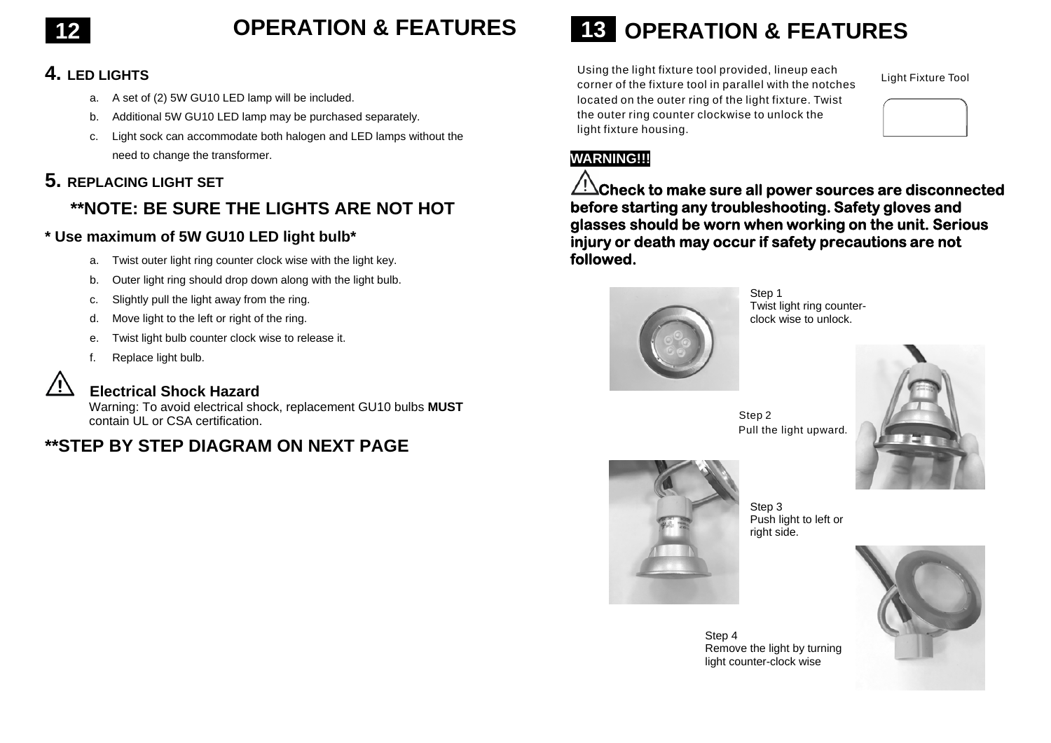# OPERATION & FEATURES

## 4. LED LIGHTS

a. A set of (2) 5W GU10 LED lamp will be included.
b. Additional 5W GU10 LED lamp may be purchased separately.
c. Light sock can accommodate both halogen and LED lamps without the need to change the transformer.

## 5. REPLACING LIGHT SET

### **NOTE: BE SURE THE LIGHTS ARE NOT HOT

**\* Use maximum of 5W GU10 LED light bulb\***

a. Twist outer light ring counter clock wise with the light key.
b. Outer light ring should drop down along with the light bulb.
c. Slightly pull the light away from the ring.
d. Move light to the left or right of the ring.
e. Twist light bulb counter clock wise to release it.
f. Replace light bulb.

**Electrical Shock Hazard**

Warning: To avoid electrical shock, replacement GU10 bulbs **MUST** contain UL or CSA certification.

## **STEP BY STEP DIAGRAM ON NEXT PAGE

# OPERATION & FEATURES

Using the light fixture tool provided, lineup each corner of the fixture tool in parallel with the notches located on the outer ring of the light fixture. Twist the outer ring counter clockwise to unlock the light fixture housing.

Light Fixture Tool

**WARNING!!!**

**Check to make sure all power sources are disconnected before starting any troubleshooting. Safety gloves and glasses should be worn when working on the unit. Serious injury or death may occur if safety precautions are not followed.**

Step 1
Twist light ring counter-clock wise to unlock.

Step 2
Pull the light upward.

Step 3
Push light to left or right side.

Step 4
Remove the light by turning light counter-clock wise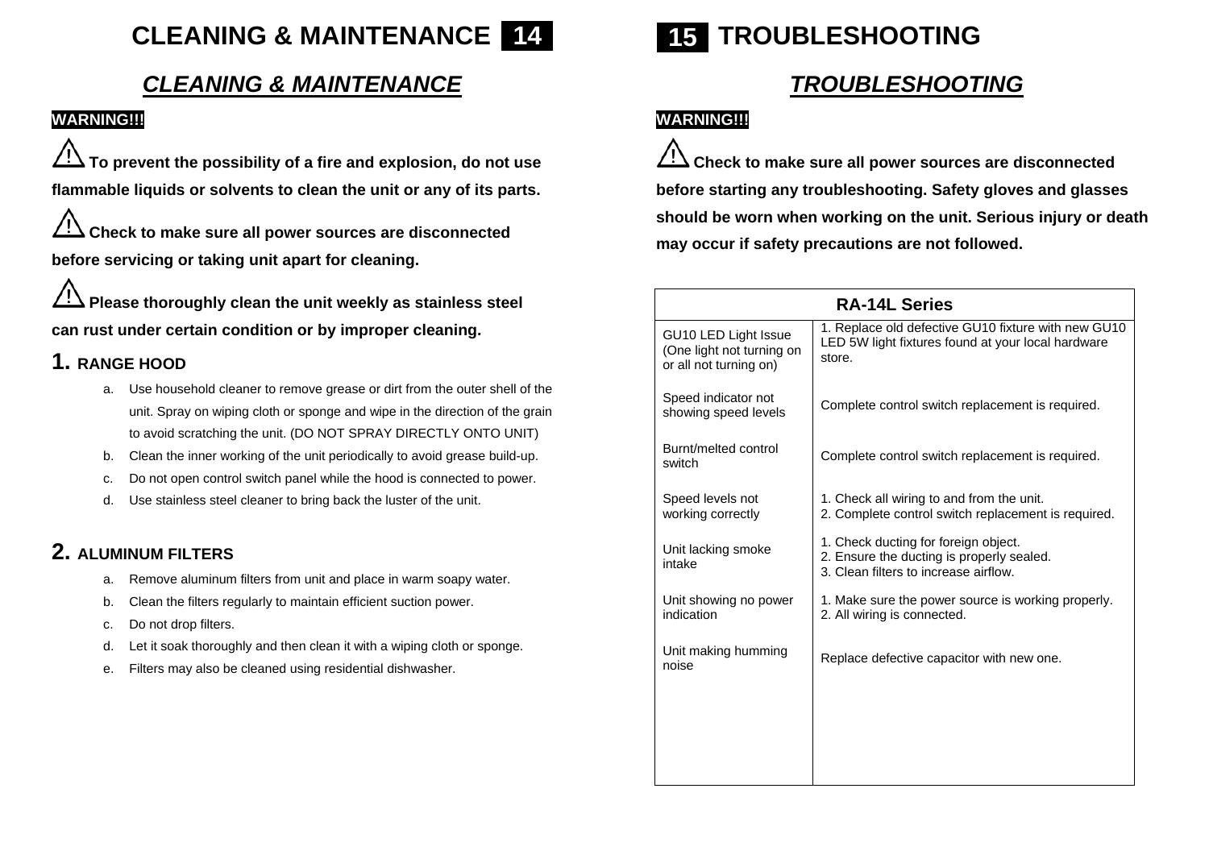# CLEANING & MAINTENANCE 14

## *CLEANING & MAINTENANCE*

**WARNING!!!**

⚠ **To prevent the possibility of a fire and explosion, do not use flammable liquids or solvents to clean the unit or any of its parts.**

⚠ **Check to make sure all power sources are disconnected before servicing or taking unit apart for cleaning.**

⚠ **Please thoroughly clean the unit weekly as stainless steel can rust under certain condition or by improper cleaning.**

### 1. RANGE HOOD

a. Use household cleaner to remove grease or dirt from the outer shell of the unit. Spray on wiping cloth or sponge and wipe in the direction of the grain to avoid scratching the unit. (DO NOT SPRAY DIRECTLY ONTO UNIT)

b. Clean the inner working of the unit periodically to avoid grease build-up.

c. Do not open control switch panel while the hood is connected to power.

d. Use stainless steel cleaner to bring back the luster of the unit.

### 2. ALUMINUM FILTERS

a. Remove aluminum filters from unit and place in warm soapy water.

b. Clean the filters regularly to maintain efficient suction power.

c. Do not drop filters.

d. Let it soak thoroughly and then clean it with a wiping cloth or sponge.

e. Filters may also be cleaned using residential dishwasher.

# 15 TROUBLESHOOTING

## *TROUBLESHOOTING*

**WARNING!!!**

⚠ **Check to make sure all power sources are disconnected before starting any troubleshooting. Safety gloves and glasses should be worn when working on the unit. Serious injury or death may occur if safety precautions are not followed.**

| RA-14L Series | |
|---|---|
| GU10 LED Light Issue (One light not turning on or all not turning on) | 1. Replace old defective GU10 fixture with new GU10 LED 5W light fixtures found at your local hardware store. |
| Speed indicator not showing speed levels | Complete control switch replacement is required. |
| Burnt/melted control switch | Complete control switch replacement is required. |
| Speed levels not working correctly | 1. Check all wiring to and from the unit.<br>2. Complete control switch replacement is required. |
| Unit lacking smoke intake | 1. Check ducting for foreign object.<br>2. Ensure the ducting is properly sealed.<br>3. Clean filters to increase airflow. |
| Unit showing no power indication | 1. Make sure the power source is working properly.<br>2. All wiring is connected. |
| Unit making humming noise | Replace defective capacitor with new one. |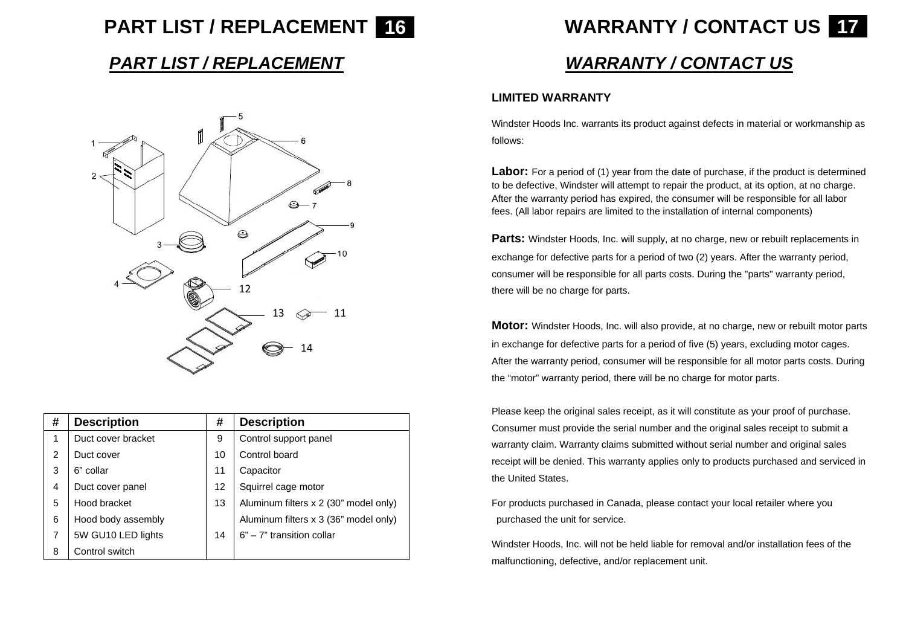# PART LIST / REPLACEMENT

## PART LIST / REPLACEMENT

| # | Description | # | Description |
|---|---|---|---|
| 1 | Duct cover bracket | 9 | Control support panel |
| 2 | Duct cover | 10 | Control board |
| 3 | 6" collar | 11 | Capacitor |
| 4 | Duct cover panel | 12 | Squirrel cage motor |
| 5 | Hood bracket | 13 | Aluminum filters x 2 (30" model only) |
| 6 | Hood body assembly | | Aluminum filters x 3 (36" model only) |
| 7 | 5W GU10 LED lights | 14 | 6" – 7" transition collar |
| 8 | Control switch | | |

# WARRANTY / CONTACT US

## WARRANTY / CONTACT US

### LIMITED WARRANTY

Windster Hoods Inc. warrants its product against defects in material or workmanship as follows:

**Labor:** For a period of (1) year from the date of purchase, if the product is determined to be defective, Windster will attempt to repair the product, at its option, at no charge. After the warranty period has expired, the consumer will be responsible for all labor fees. (All labor repairs are limited to the installation of internal components)

**Parts:** Windster Hoods, Inc. will supply, at no charge, new or rebuilt replacements in exchange for defective parts for a period of two (2) years. After the warranty period, consumer will be responsible for all parts costs. During the "parts" warranty period, there will be no charge for parts.

**Motor:** Windster Hoods, Inc. will also provide, at no charge, new or rebuilt motor parts in exchange for defective parts for a period of five (5) years, excluding motor cages. After the warranty period, consumer will be responsible for all motor parts costs. During the "motor" warranty period, there will be no charge for motor parts.

Please keep the original sales receipt, as it will constitute as your proof of purchase. Consumer must provide the serial number and the original sales receipt to submit a warranty claim. Warranty claims submitted without serial number and original sales receipt will be denied. This warranty applies only to products purchased and serviced in the United States.

For products purchased in Canada, please contact your local retailer where you purchased the unit for service.

Windster Hoods, Inc. will not be held liable for removal and/or installation fees of the malfunctioning, defective, and/or replacement unit.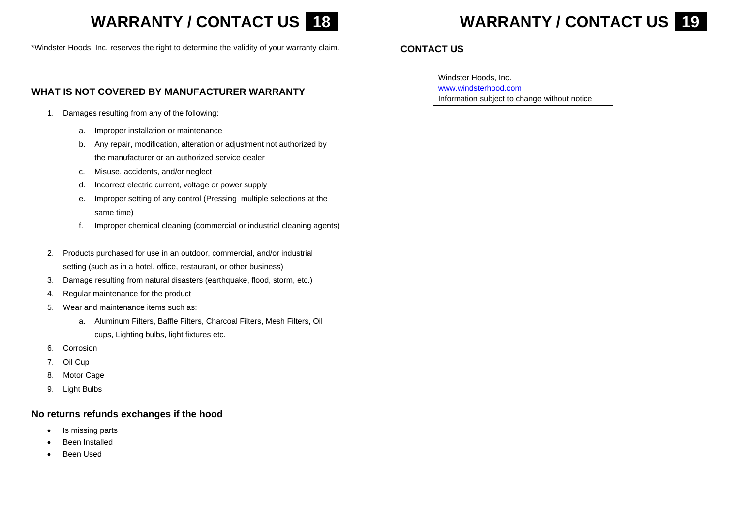*Windster Hoods, Inc. reserves the right to determine the validity of your warranty claim.

### WHAT IS NOT COVERED BY MANUFACTURER WARRANTY

1. Damages resulting from any of the following:
    a. Improper installation or maintenance
    b. Any repair, modification, alteration or adjustment not authorized by the manufacturer or an authorized service dealer
    c. Misuse, accidents, and/or neglect
    d. Incorrect electric current, voltage or power supply
    e. Improper setting of any control (Pressing multiple selections at the same time)
    f. Improper chemical cleaning (commercial or industrial cleaning agents)
2. Products purchased for use in an outdoor, commercial, and/or industrial setting (such as in a hotel, office, restaurant, or other business)
3. Damage resulting from natural disasters (earthquake, flood, storm, etc.)
4. Regular maintenance for the product
5. Wear and maintenance items such as:
    a. Aluminum Filters, Baffle Filters, Charcoal Filters, Mesh Filters, Oil cups, Lighting bulbs, light fixtures etc.
6. Corrosion
7. Oil Cup
8. Motor Cage
9. Light Bulbs

### No returns refunds exchanges if the hood

- Is missing parts
- Been Installed
- Been Used

### CONTACT US

| |
|---|
| Windster Hoods, Inc. |
| www.windsterhood.com |
| Information subject to change without notice |